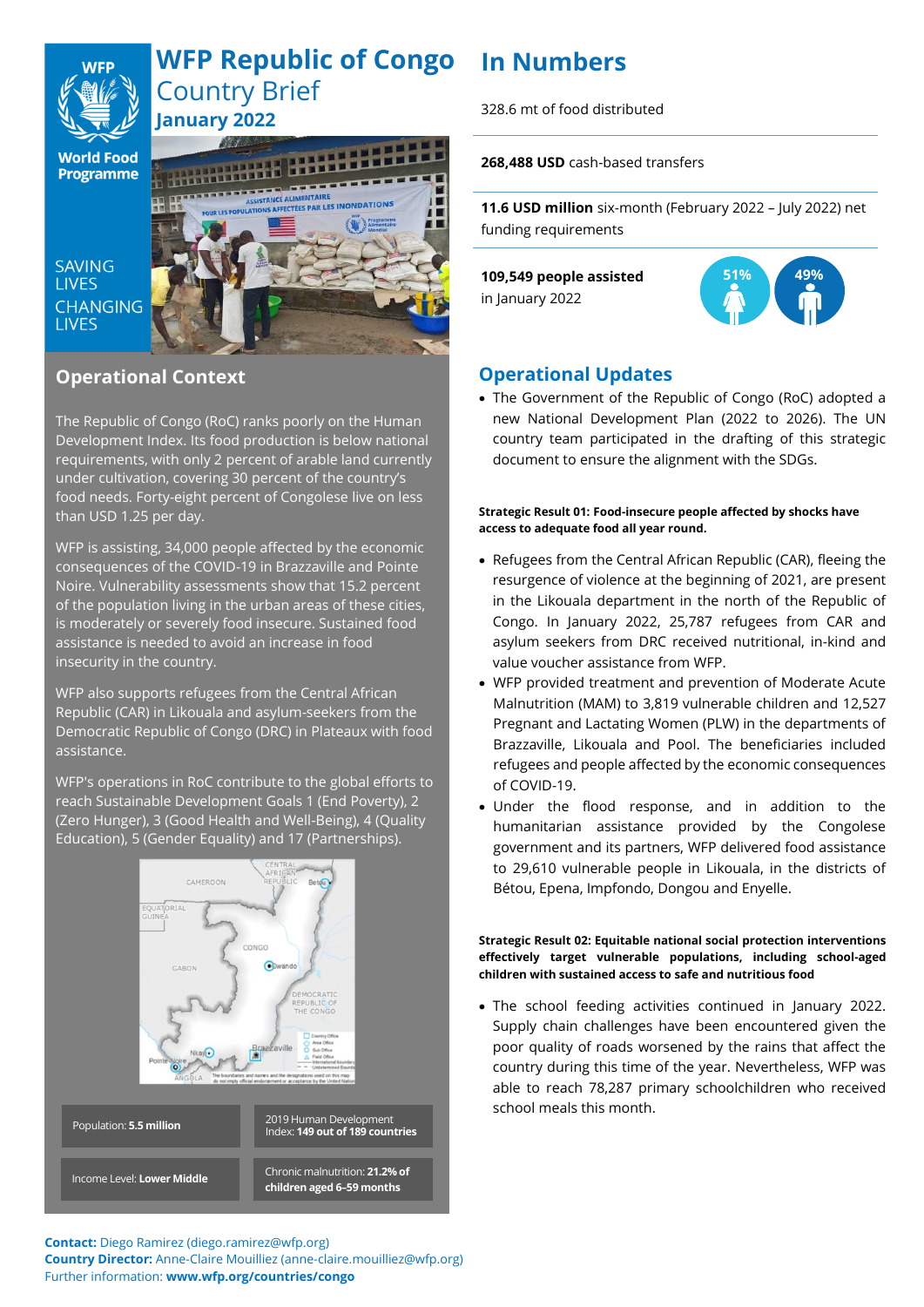# WFP Republic of Congo

## Country Brief

### January 2022

SAVING LIVES
CHANGING LIVES

## Operational Context

The Republic of Congo (RoC) ranks poorly on the Human Development Index. Its food production is below national requirements, with only 2 percent of arable land currently under cultivation, covering 30 percent of the country's food needs. Forty-eight percent of Congolese live on less than USD 1.25 per day.

WFP is assisting, 34,000 people affected by the economic consequences of the COVID-19 in Brazzaville and Pointe Noire. Vulnerability assessments show that 15.2 percent of the population living in the urban areas of these cities, is moderately or severely food insecure. Sustained food assistance is needed to avoid an increase in food insecurity in the country.

WFP also supports refugees from the Central African Republic (CAR) in Likouala and asylum-seekers from the Democratic Republic of Congo (DRC) in Plateaux with food assistance.

WFP's operations in RoC contribute to the global efforts to reach Sustainable Development Goals 1 (End Poverty), 2 (Zero Hunger), 3 (Good Health and Well-Being), 4 (Quality Education), 5 (Gender Equality) and 17 (Partnerships).

| | |
|---|---|
| Population: **5.5 million** | 2019 Human Development Index: **149 out of 189 countries** |
| Income Level: **Lower Middle** | Chronic malnutrition: **21.2% of children aged 6–59 months** |

**Contact:** Diego Ramirez (diego.ramirez@wfp.org)
**Country Director:** Anne-Claire Mouilliez (anne-claire.mouilliez@wfp.org)
Further information: **www.wfp.org/countries/congo**

# In Numbers

328.6 mt of food distributed

**268,488 USD** cash-based transfers

**11.6 USD million** six-month (February 2022 – July 2022) net funding requirements

**109,549 people assisted** in January 2022

51% / 49%

## Operational Updates

- The Government of the Republic of Congo (RoC) adopted a new National Development Plan (2022 to 2026). The UN country team participated in the drafting of this strategic document to ensure the alignment with the SDGs.

**Strategic Result 01: Food-insecure people affected by shocks have access to adequate food all year round.**

- Refugees from the Central African Republic (CAR), fleeing the resurgence of violence at the beginning of 2021, are present in the Likouala department in the north of the Republic of Congo. In January 2022, 25,787 refugees from CAR and asylum seekers from DRC received nutritional, in-kind and value voucher assistance from WFP.
- WFP provided treatment and prevention of Moderate Acute Malnutrition (MAM) to 3,819 vulnerable children and 12,527 Pregnant and Lactating Women (PLW) in the departments of Brazzaville, Likouala and Pool. The beneficiaries included refugees and people affected by the economic consequences of COVID-19.
- Under the flood response, and in addition to the humanitarian assistance provided by the Congolese government and its partners, WFP delivered food assistance to 29,610 vulnerable people in Likouala, in the districts of Bétou, Epena, Impfondo, Dongou and Enyelle.

**Strategic Result 02: Equitable national social protection interventions effectively target vulnerable populations, including school-aged children with sustained access to safe and nutritious food**

- The school feeding activities continued in January 2022. Supply chain challenges have been encountered given the poor quality of roads worsened by the rains that affect the country during this time of the year. Nevertheless, WFP was able to reach 78,287 primary schoolchildren who received school meals this month.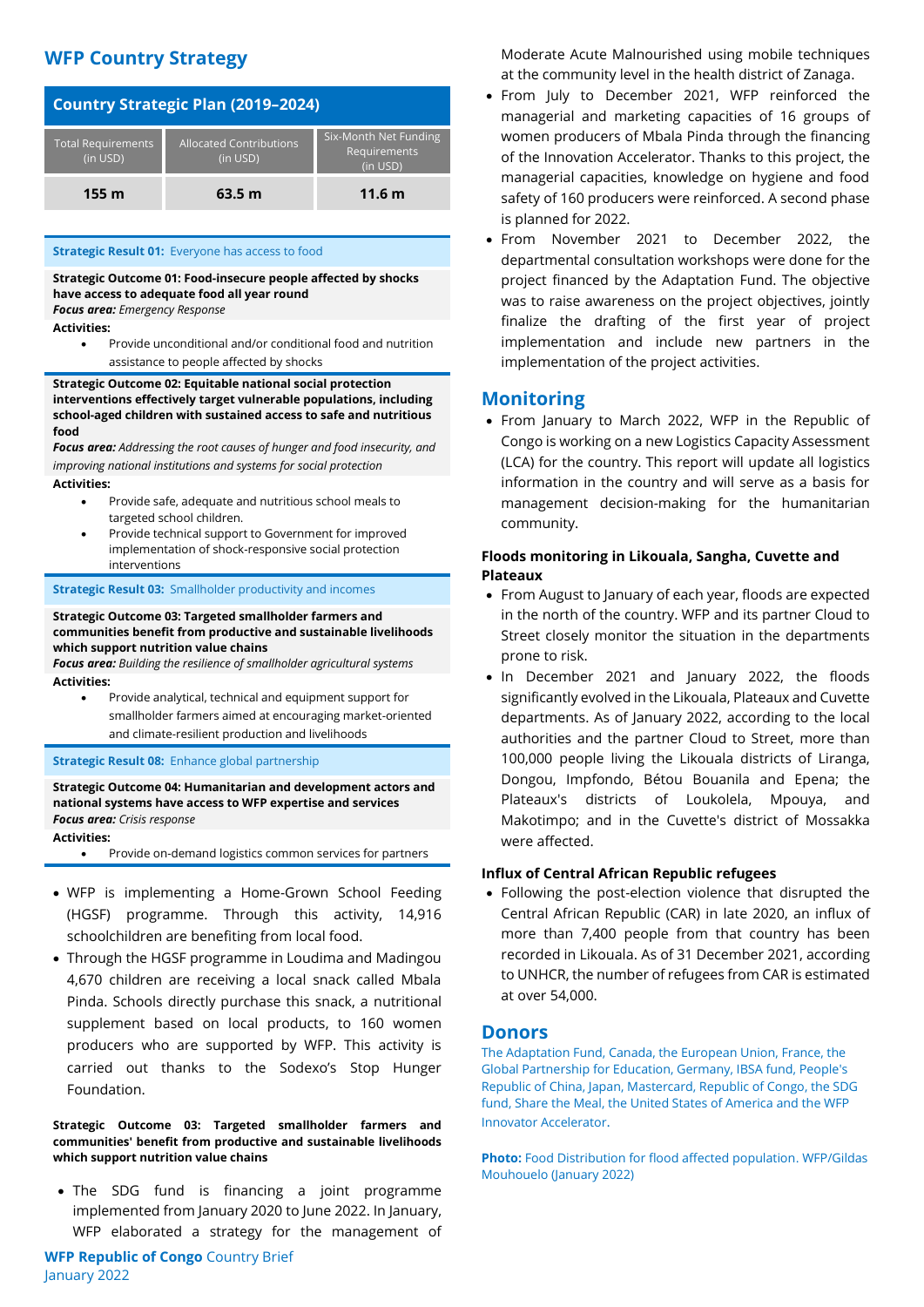## WFP Country Strategy

| Country Strategic Plan (2019–2024) | | |
|---|---|---|
| Total Requirements (in USD) | Allocated Contributions (in USD) | Six-Month Net Funding Requirements (in USD) |
| 155 m | 63.5 m | 11.6 m |

**Strategic Result 01:** Everyone has access to food

**Strategic Outcome 01: Food-insecure people affected by shocks have access to adequate food all year round**
***Focus area:*** *Emergency Response*

**Activities:**

- Provide unconditional and/or conditional food and nutrition assistance to people affected by shocks

**Strategic Outcome 02: Equitable national social protection interventions effectively target vulnerable populations, including school-aged children with sustained access to safe and nutritious food**
***Focus area:*** *Addressing the root causes of hunger and food insecurity, and improving national institutions and systems for social protection*

**Activities:**

- Provide safe, adequate and nutritious school meals to targeted school children.
- Provide technical support to Government for improved implementation of shock-responsive social protection interventions

**Strategic Result 03:** Smallholder productivity and incomes

**Strategic Outcome 03: Targeted smallholder farmers and communities benefit from productive and sustainable livelihoods which support nutrition value chains**
***Focus area:*** *Building the resilience of smallholder agricultural systems*

**Activities:**

- Provide analytical, technical and equipment support for smallholder farmers aimed at encouraging market-oriented and climate-resilient production and livelihoods

**Strategic Result 08:** Enhance global partnership

**Strategic Outcome 04: Humanitarian and development actors and national systems have access to WFP expertise and services**
***Focus area:*** *Crisis response*

**Activities:**

- Provide on-demand logistics common services for partners

- WFP is implementing a Home-Grown School Feeding (HGSF) programme. Through this activity, 14,916 schoolchildren are benefiting from local food.
- Through the HGSF programme in Loudima and Madingou 4,670 children are receiving a local snack called Mbala Pinda. Schools directly purchase this snack, a nutritional supplement based on local products, to 160 women producers who are supported by WFP. This activity is carried out thanks to the Sodexo's Stop Hunger Foundation.

**Strategic Outcome 03: Targeted smallholder farmers and communities' benefit from productive and sustainable livelihoods which support nutrition value chains**

- The SDG fund is financing a joint programme implemented from January 2020 to June 2022. In January, WFP elaborated a strategy for the management of Moderate Acute Malnourished using mobile techniques at the community level in the health district of Zanaga.
- From July to December 2021, WFP reinforced the managerial and marketing capacities of 16 groups of women producers of Mbala Pinda through the financing of the Innovation Accelerator. Thanks to this project, the managerial capacities, knowledge on hygiene and food safety of 160 producers were reinforced. A second phase is planned for 2022.
- From November 2021 to December 2022, the departmental consultation workshops were done for the project financed by the Adaptation Fund. The objective was to raise awareness on the project objectives, jointly finalize the drafting of the first year of project implementation and include new partners in the implementation of the project activities.

## Monitoring

- From January to March 2022, WFP in the Republic of Congo is working on a new Logistics Capacity Assessment (LCA) for the country. This report will update all logistics information in the country and will serve as a basis for management decision-making for the humanitarian community.

**Floods monitoring in Likouala, Sangha, Cuvette and Plateaux**

- From August to January of each year, floods are expected in the north of the country. WFP and its partner Cloud to Street closely monitor the situation in the departments prone to risk.
- In December 2021 and January 2022, the floods significantly evolved in the Likouala, Plateaux and Cuvette departments. As of January 2022, according to the local authorities and the partner Cloud to Street, more than 100,000 people living the Likouala districts of Liranga, Dongou, Impfondo, Bétou Bouanila and Epena; the Plateaux's districts of Loukolela, Mpouya, and Makotimpo; and in the Cuvette's district of Mossakka were affected.

**Influx of Central African Republic refugees**

- Following the post-election violence that disrupted the Central African Republic (CAR) in late 2020, an influx of more than 7,400 people from that country has been recorded in Likouala. As of 31 December 2021, according to UNHCR, the number of refugees from CAR is estimated at over 54,000.

## Donors

The Adaptation Fund, Canada, the European Union, France, the Global Partnership for Education, Germany, IBSA fund, People's Republic of China, Japan, Mastercard, Republic of Congo, the SDG fund, Share the Meal, the United States of America and the WFP Innovator Accelerator.

**Photo:** Food Distribution for flood affected population. WFP/Gildas Mouhouelo (January 2022)